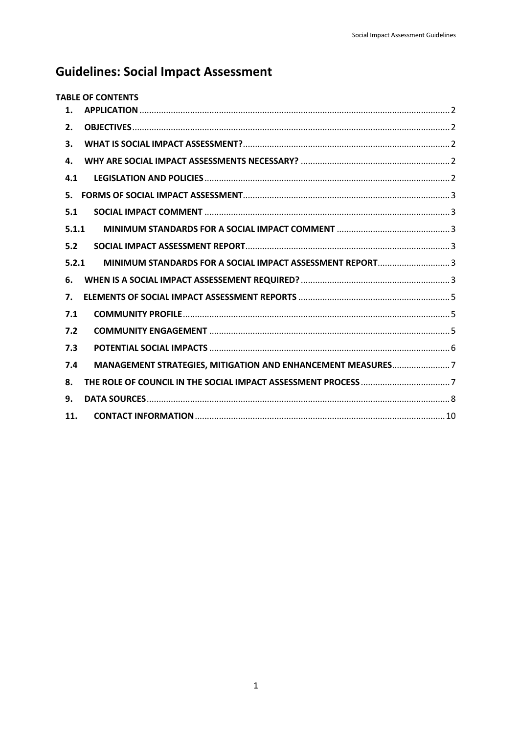# Guidelines: Social Impact Assessment

**TABLE OF CONTENTS**

| | | |
|---|---|---|
| **1.** | **APPLICATION** | 2 |
| **2.** | **OBJECTIVES** | 2 |
| **3.** | **WHAT IS SOCIAL IMPACT ASSESSMENT?** | 2 |
| **4.** | **WHY ARE SOCIAL IMPACT ASSESSMENTS NECESSARY?** | 2 |
| **4.1** | **LEGISLATION AND POLICIES** | 2 |
| **5.** | **FORMS OF SOCIAL IMPACT ASSESSMENT** | 3 |
| **5.1** | **SOCIAL IMPACT COMMENT** | 3 |
| **5.1.1** | **MINIMUM STANDARDS FOR A SOCIAL IMPACT COMMENT** | 3 |
| **5.2** | **SOCIAL IMPACT ASSESSMENT REPORT** | 3 |
| **5.2.1** | **MINIMUM STANDARDS FOR A SOCIAL IMPACT ASSESSMENT REPORT** | 3 |
| **6.** | **WHEN IS A SOCIAL IMPACT ASSESSEMENT REQUIRED?** | 3 |
| **7.** | **ELEMENTS OF SOCIAL IMPACT ASSESSMENT REPORTS** | 5 |
| **7.1** | **COMMUNITY PROFILE** | 5 |
| **7.2** | **COMMUNITY ENGAGEMENT** | 5 |
| **7.3** | **POTENTIAL SOCIAL IMPACTS** | 6 |
| **7.4** | **MANAGEMENT STRATEGIES, MITIGATION AND ENHANCEMENT MEASURES** | 7 |
| **8.** | **THE ROLE OF COUNCIL IN THE SOCIAL IMPACT ASSESSMENT PROCESS** | 7 |
| **9.** | **DATA SOURCES** | 8 |
| **11.** | **CONTACT INFORMATION** | 10 |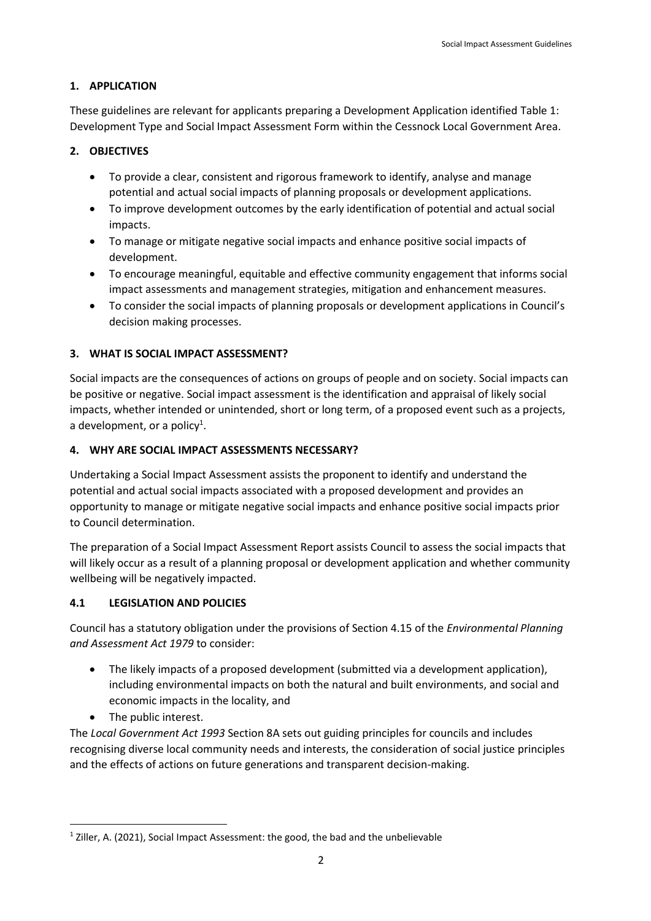## 1. APPLICATION

These guidelines are relevant for applicants preparing a Development Application identified Table 1: Development Type and Social Impact Assessment Form within the Cessnock Local Government Area.

## 2. OBJECTIVES

- To provide a clear, consistent and rigorous framework to identify, analyse and manage potential and actual social impacts of planning proposals or development applications.
- To improve development outcomes by the early identification of potential and actual social impacts.
- To manage or mitigate negative social impacts and enhance positive social impacts of development.
- To encourage meaningful, equitable and effective community engagement that informs social impact assessments and management strategies, mitigation and enhancement measures.
- To consider the social impacts of planning proposals or development applications in Council's decision making processes.

## 3. WHAT IS SOCIAL IMPACT ASSESSMENT?

Social impacts are the consequences of actions on groups of people and on society. Social impacts can be positive or negative. Social impact assessment is the identification and appraisal of likely social impacts, whether intended or unintended, short or long term, of a proposed event such as a projects, a development, or a policy[1].

## 4. WHY ARE SOCIAL IMPACT ASSESSMENTS NECESSARY?

Undertaking a Social Impact Assessment assists the proponent to identify and understand the potential and actual social impacts associated with a proposed development and provides an opportunity to manage or mitigate negative social impacts and enhance positive social impacts prior to Council determination.

The preparation of a Social Impact Assessment Report assists Council to assess the social impacts that will likely occur as a result of a planning proposal or development application and whether community wellbeing will be negatively impacted.

### 4.1 LEGISLATION AND POLICIES

Council has a statutory obligation under the provisions of Section 4.15 of the *Environmental Planning and Assessment Act 1979* to consider:

- The likely impacts of a proposed development (submitted via a development application), including environmental impacts on both the natural and built environments, and social and economic impacts in the locality, and
- The public interest.

The *Local Government Act 1993* Section 8A sets out guiding principles for councils and includes recognising diverse local community needs and interests, the consideration of social justice principles and the effects of actions on future generations and transparent decision-making.

[1] Ziller, A. (2021), Social Impact Assessment: the good, the bad and the unbelievable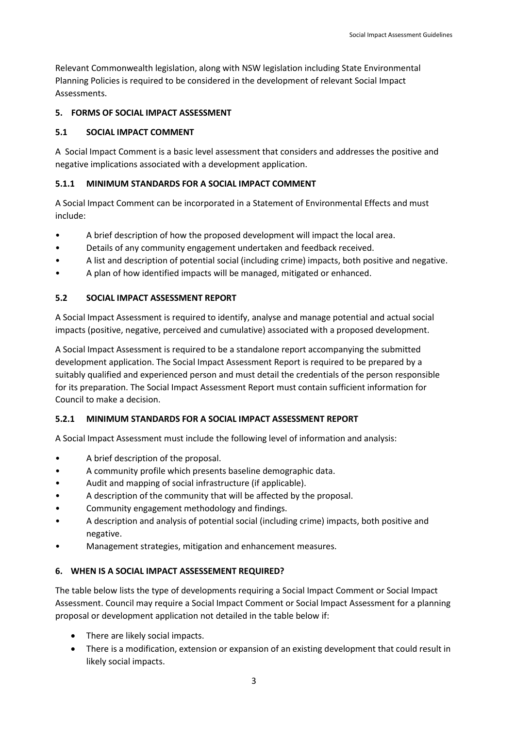Relevant Commonwealth legislation, along with NSW legislation including State Environmental Planning Policies is required to be considered in the development of relevant Social Impact Assessments.

## 5. FORMS OF SOCIAL IMPACT ASSESSMENT

### 5.1 SOCIAL IMPACT COMMENT

A Social Impact Comment is a basic level assessment that considers and addresses the positive and negative implications associated with a development application.

#### 5.1.1 MINIMUM STANDARDS FOR A SOCIAL IMPACT COMMENT

A Social Impact Comment can be incorporated in a Statement of Environmental Effects and must include:

- A brief description of how the proposed development will impact the local area.
- Details of any community engagement undertaken and feedback received.
- A list and description of potential social (including crime) impacts, both positive and negative.
- A plan of how identified impacts will be managed, mitigated or enhanced.

### 5.2 SOCIAL IMPACT ASSESSMENT REPORT

A Social Impact Assessment is required to identify, analyse and manage potential and actual social impacts (positive, negative, perceived and cumulative) associated with a proposed development.

A Social Impact Assessment is required to be a standalone report accompanying the submitted development application. The Social Impact Assessment Report is required to be prepared by a suitably qualified and experienced person and must detail the credentials of the person responsible for its preparation. The Social Impact Assessment Report must contain sufficient information for Council to make a decision.

#### 5.2.1 MINIMUM STANDARDS FOR A SOCIAL IMPACT ASSESSMENT REPORT

A Social Impact Assessment must include the following level of information and analysis:

- A brief description of the proposal.
- A community profile which presents baseline demographic data.
- Audit and mapping of social infrastructure (if applicable).
- A description of the community that will be affected by the proposal.
- Community engagement methodology and findings.
- A description and analysis of potential social (including crime) impacts, both positive and negative.
- Management strategies, mitigation and enhancement measures.

## 6. WHEN IS A SOCIAL IMPACT ASSESSEMENT REQUIRED?

The table below lists the type of developments requiring a Social Impact Comment or Social Impact Assessment. Council may require a Social Impact Comment or Social Impact Assessment for a planning proposal or development application not detailed in the table below if:

- There are likely social impacts.
- There is a modification, extension or expansion of an existing development that could result in likely social impacts.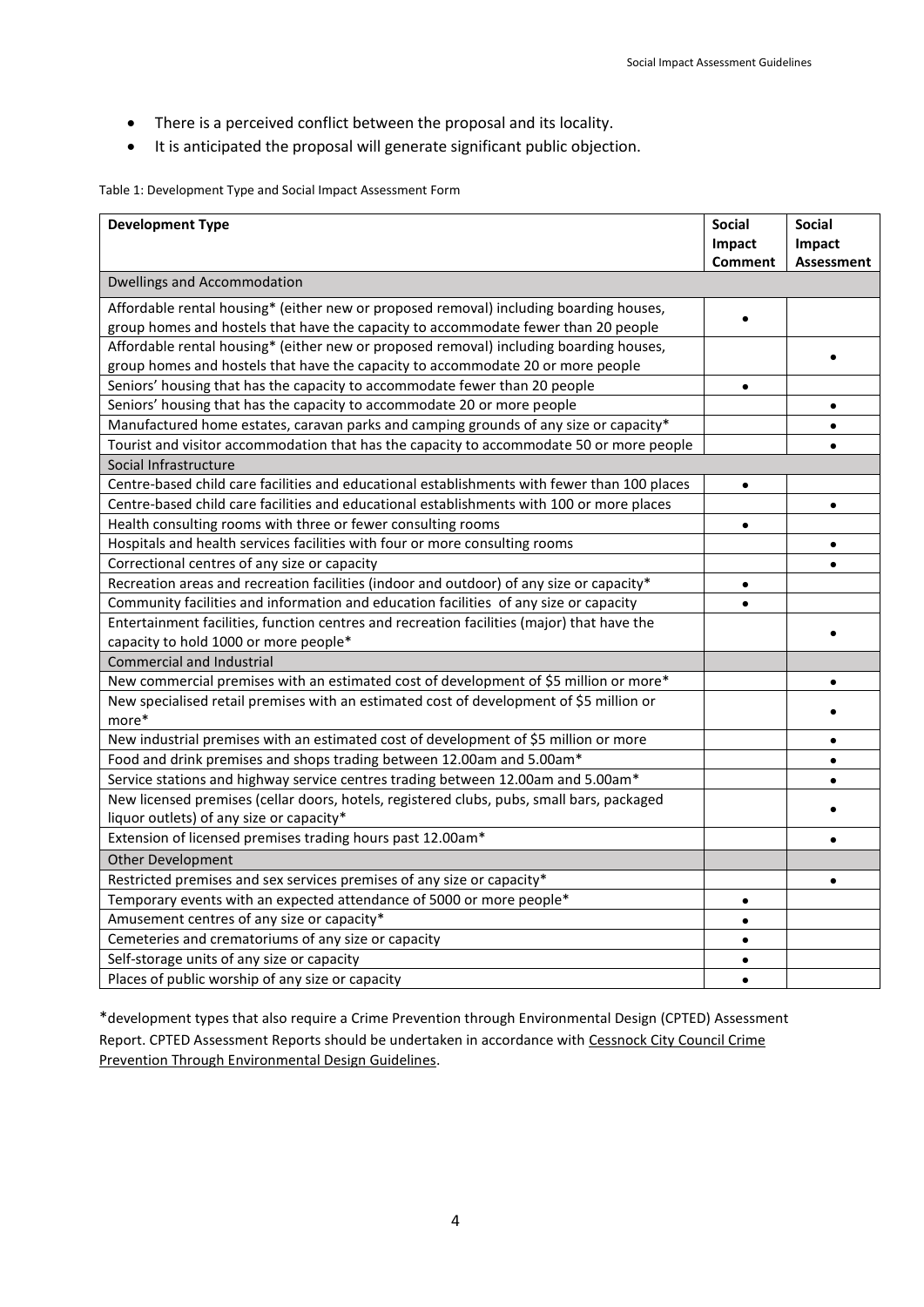- There is a perceived conflict between the proposal and its locality.
- It is anticipated the proposal will generate significant public objection.

Table 1: Development Type and Social Impact Assessment Form

| Development Type | Social Impact Comment | Social Impact Assessment |
|---|---|---|
| Dwellings and Accommodation | | |
| Affordable rental housing* (either new or proposed removal) including boarding houses, group homes and hostels that have the capacity to accommodate fewer than 20 people | • | |
| Affordable rental housing* (either new or proposed removal) including boarding houses, group homes and hostels that have the capacity to accommodate 20 or more people | | • |
| Seniors' housing that has the capacity to accommodate fewer than 20 people | • | |
| Seniors' housing that has the capacity to accommodate 20 or more people | | • |
| Manufactured home estates, caravan parks and camping grounds of any size or capacity* | | • |
| Tourist and visitor accommodation that has the capacity to accommodate 50 or more people | | • |
| Social Infrastructure | | |
| Centre-based child care facilities and educational establishments with fewer than 100 places | • | |
| Centre-based child care facilities and educational establishments with 100 or more places | | • |
| Health consulting rooms with three or fewer consulting rooms | • | |
| Hospitals and health services facilities with four or more consulting rooms | | • |
| Correctional centres of any size or capacity | | • |
| Recreation areas and recreation facilities (indoor and outdoor) of any size or capacity* | • | |
| Community facilities and information and education facilities of any size or capacity | • | |
| Entertainment facilities, function centres and recreation facilities (major) that have the capacity to hold 1000 or more people* | | • |
| Commercial and Industrial | | |
| New commercial premises with an estimated cost of development of $5 million or more* | | • |
| New specialised retail premises with an estimated cost of development of $5 million or more* | | • |
| New industrial premises with an estimated cost of development of $5 million or more | | • |
| Food and drink premises and shops trading between 12.00am and 5.00am* | | • |
| Service stations and highway service centres trading between 12.00am and 5.00am* | | • |
| New licensed premises (cellar doors, hotels, registered clubs, pubs, small bars, packaged liquor outlets) of any size or capacity* | | • |
| Extension of licensed premises trading hours past 12.00am* | | • |
| Other Development | | |
| Restricted premises and sex services premises of any size or capacity* | | • |
| Temporary events with an expected attendance of 5000 or more people* | • | |
| Amusement centres of any size or capacity* | • | |
| Cemeteries and crematoriums of any size or capacity | • | |
| Self-storage units of any size or capacity | • | |
| Places of public worship of any size or capacity | • | |

*development types that also require a Crime Prevention through Environmental Design (CPTED) Assessment Report. CPTED Assessment Reports should be undertaken in accordance with Cessnock City Council Crime Prevention Through Environmental Design Guidelines.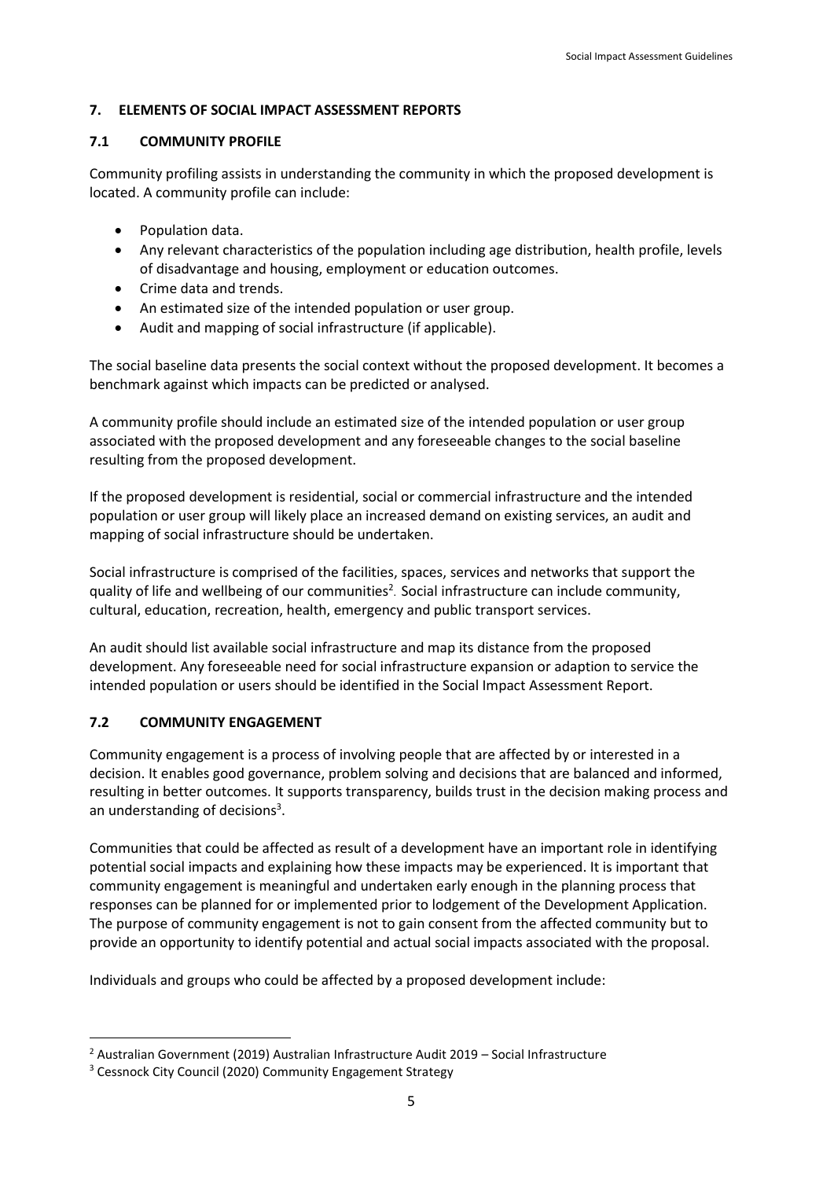## 7. ELEMENTS OF SOCIAL IMPACT ASSESSMENT REPORTS

### 7.1 COMMUNITY PROFILE

Community profiling assists in understanding the community in which the proposed development is located. A community profile can include:

- Population data.
- Any relevant characteristics of the population including age distribution, health profile, levels of disadvantage and housing, employment or education outcomes.
- Crime data and trends.
- An estimated size of the intended population or user group.
- Audit and mapping of social infrastructure (if applicable).

The social baseline data presents the social context without the proposed development. It becomes a benchmark against which impacts can be predicted or analysed.

A community profile should include an estimated size of the intended population or user group associated with the proposed development and any foreseeable changes to the social baseline resulting from the proposed development.

If the proposed development is residential, social or commercial infrastructure and the intended population or user group will likely place an increased demand on existing services, an audit and mapping of social infrastructure should be undertaken.

Social infrastructure is comprised of the facilities, spaces, services and networks that support the quality of life and wellbeing of our communities[2]. Social infrastructure can include community, cultural, education, recreation, health, emergency and public transport services.

An audit should list available social infrastructure and map its distance from the proposed development. Any foreseeable need for social infrastructure expansion or adaption to service the intended population or users should be identified in the Social Impact Assessment Report.

### 7.2 COMMUNITY ENGAGEMENT

Community engagement is a process of involving people that are affected by or interested in a decision. It enables good governance, problem solving and decisions that are balanced and informed, resulting in better outcomes. It supports transparency, builds trust in the decision making process and an understanding of decisions[3].

Communities that could be affected as result of a development have an important role in identifying potential social impacts and explaining how these impacts may be experienced. It is important that community engagement is meaningful and undertaken early enough in the planning process that responses can be planned for or implemented prior to lodgement of the Development Application. The purpose of community engagement is not to gain consent from the affected community but to provide an opportunity to identify potential and actual social impacts associated with the proposal.

Individuals and groups who could be affected by a proposed development include:

---

[2] Australian Government (2019) Australian Infrastructure Audit 2019 – Social Infrastructure

[3] Cessnock City Council (2020) Community Engagement Strategy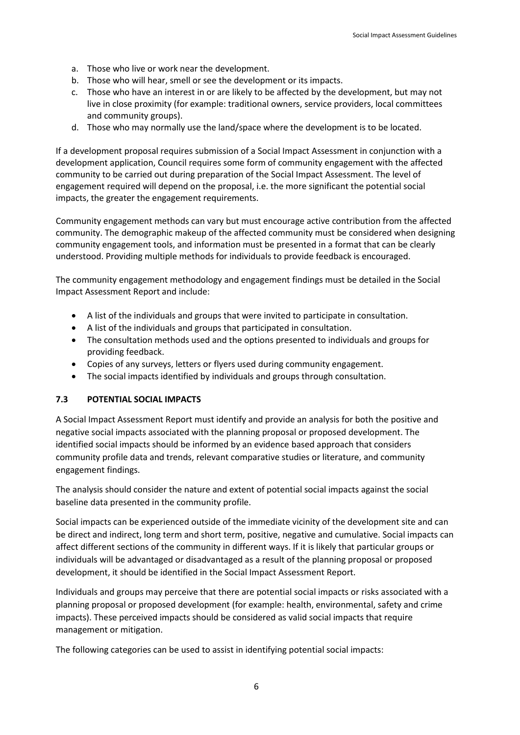a. Those who live or work near the development.
b. Those who will hear, smell or see the development or its impacts.
c. Those who have an interest in or are likely to be affected by the development, but may not live in close proximity (for example: traditional owners, service providers, local committees and community groups).
d. Those who may normally use the land/space where the development is to be located.

If a development proposal requires submission of a Social Impact Assessment in conjunction with a development application, Council requires some form of community engagement with the affected community to be carried out during preparation of the Social Impact Assessment. The level of engagement required will depend on the proposal, i.e. the more significant the potential social impacts, the greater the engagement requirements.

Community engagement methods can vary but must encourage active contribution from the affected community. The demographic makeup of the affected community must be considered when designing community engagement tools, and information must be presented in a format that can be clearly understood. Providing multiple methods for individuals to provide feedback is encouraged.

The community engagement methodology and engagement findings must be detailed in the Social Impact Assessment Report and include:

- A list of the individuals and groups that were invited to participate in consultation.
- A list of the individuals and groups that participated in consultation.
- The consultation methods used and the options presented to individuals and groups for providing feedback.
- Copies of any surveys, letters or flyers used during community engagement.
- The social impacts identified by individuals and groups through consultation.

### 7.3 POTENTIAL SOCIAL IMPACTS

A Social Impact Assessment Report must identify and provide an analysis for both the positive and negative social impacts associated with the planning proposal or proposed development. The identified social impacts should be informed by an evidence based approach that considers community profile data and trends, relevant comparative studies or literature, and community engagement findings.

The analysis should consider the nature and extent of potential social impacts against the social baseline data presented in the community profile.

Social impacts can be experienced outside of the immediate vicinity of the development site and can be direct and indirect, long term and short term, positive, negative and cumulative. Social impacts can affect different sections of the community in different ways. If it is likely that particular groups or individuals will be advantaged or disadvantaged as a result of the planning proposal or proposed development, it should be identified in the Social Impact Assessment Report.

Individuals and groups may perceive that there are potential social impacts or risks associated with a planning proposal or proposed development (for example: health, environmental, safety and crime impacts). These perceived impacts should be considered as valid social impacts that require management or mitigation.

The following categories can be used to assist in identifying potential social impacts: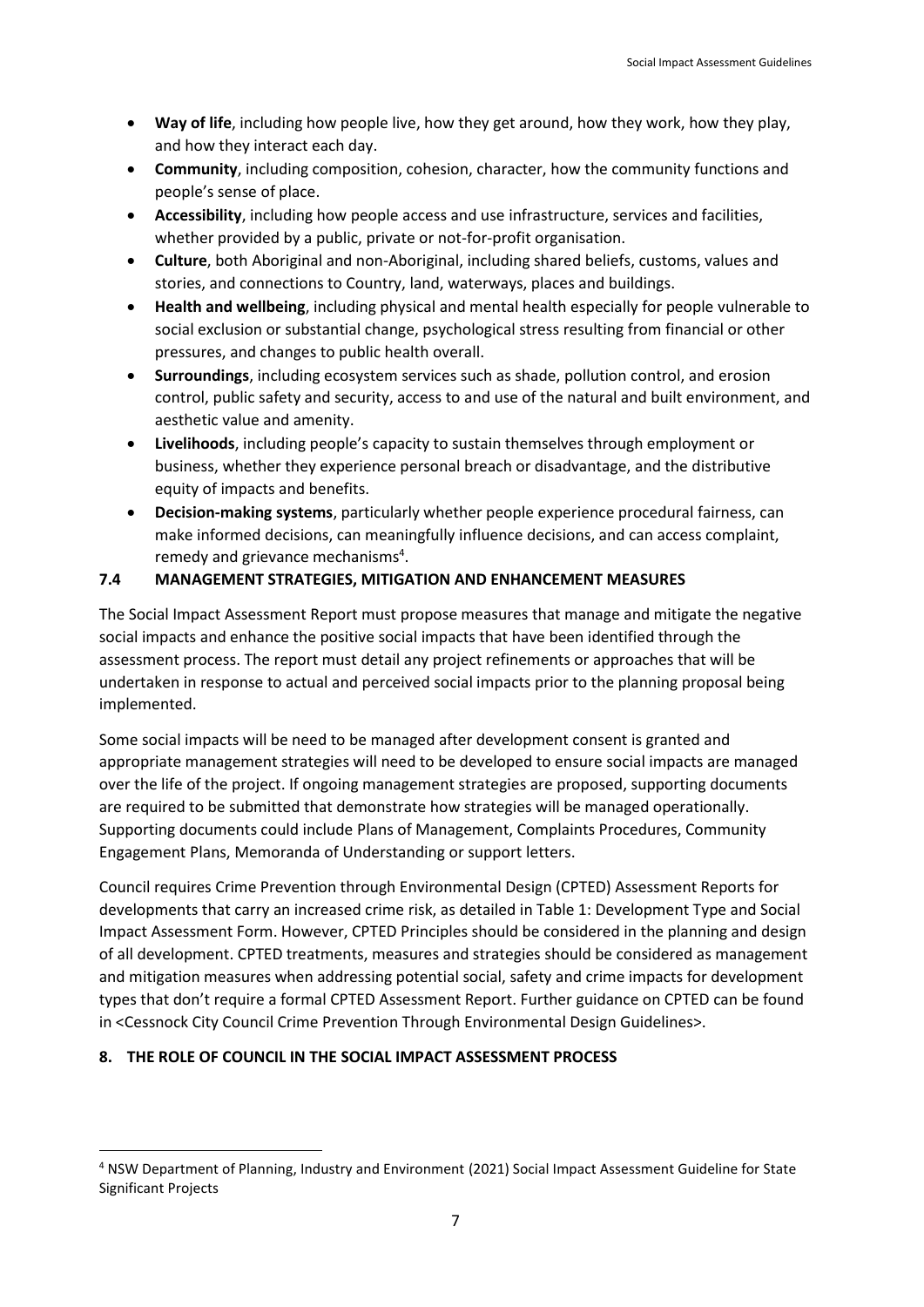- **Way of life**, including how people live, how they get around, how they work, how they play, and how they interact each day.
- **Community**, including composition, cohesion, character, how the community functions and people's sense of place.
- **Accessibility**, including how people access and use infrastructure, services and facilities, whether provided by a public, private or not-for-profit organisation.
- **Culture**, both Aboriginal and non-Aboriginal, including shared beliefs, customs, values and stories, and connections to Country, land, waterways, places and buildings.
- **Health and wellbeing**, including physical and mental health especially for people vulnerable to social exclusion or substantial change, psychological stress resulting from financial or other pressures, and changes to public health overall.
- **Surroundings**, including ecosystem services such as shade, pollution control, and erosion control, public safety and security, access to and use of the natural and built environment, and aesthetic value and amenity.
- **Livelihoods**, including people's capacity to sustain themselves through employment or business, whether they experience personal breach or disadvantage, and the distributive equity of impacts and benefits.
- **Decision-making systems**, particularly whether people experience procedural fairness, can make informed decisions, can meaningfully influence decisions, and can access complaint, remedy and grievance mechanisms[4].

### 7.4 MANAGEMENT STRATEGIES, MITIGATION AND ENHANCEMENT MEASURES

The Social Impact Assessment Report must propose measures that manage and mitigate the negative social impacts and enhance the positive social impacts that have been identified through the assessment process. The report must detail any project refinements or approaches that will be undertaken in response to actual and perceived social impacts prior to the planning proposal being implemented.

Some social impacts will be need to be managed after development consent is granted and appropriate management strategies will need to be developed to ensure social impacts are managed over the life of the project. If ongoing management strategies are proposed, supporting documents are required to be submitted that demonstrate how strategies will be managed operationally. Supporting documents could include Plans of Management, Complaints Procedures, Community Engagement Plans, Memoranda of Understanding or support letters.

Council requires Crime Prevention through Environmental Design (CPTED) Assessment Reports for developments that carry an increased crime risk, as detailed in Table 1: Development Type and Social Impact Assessment Form. However, CPTED Principles should be considered in the planning and design of all development. CPTED treatments, measures and strategies should be considered as management and mitigation measures when addressing potential social, safety and crime impacts for development types that don't require a formal CPTED Assessment Report. Further guidance on CPTED can be found in <Cessnock City Council Crime Prevention Through Environmental Design Guidelines>.

## 8. THE ROLE OF COUNCIL IN THE SOCIAL IMPACT ASSESSMENT PROCESS

---

[4] NSW Department of Planning, Industry and Environment (2021) Social Impact Assessment Guideline for State Significant Projects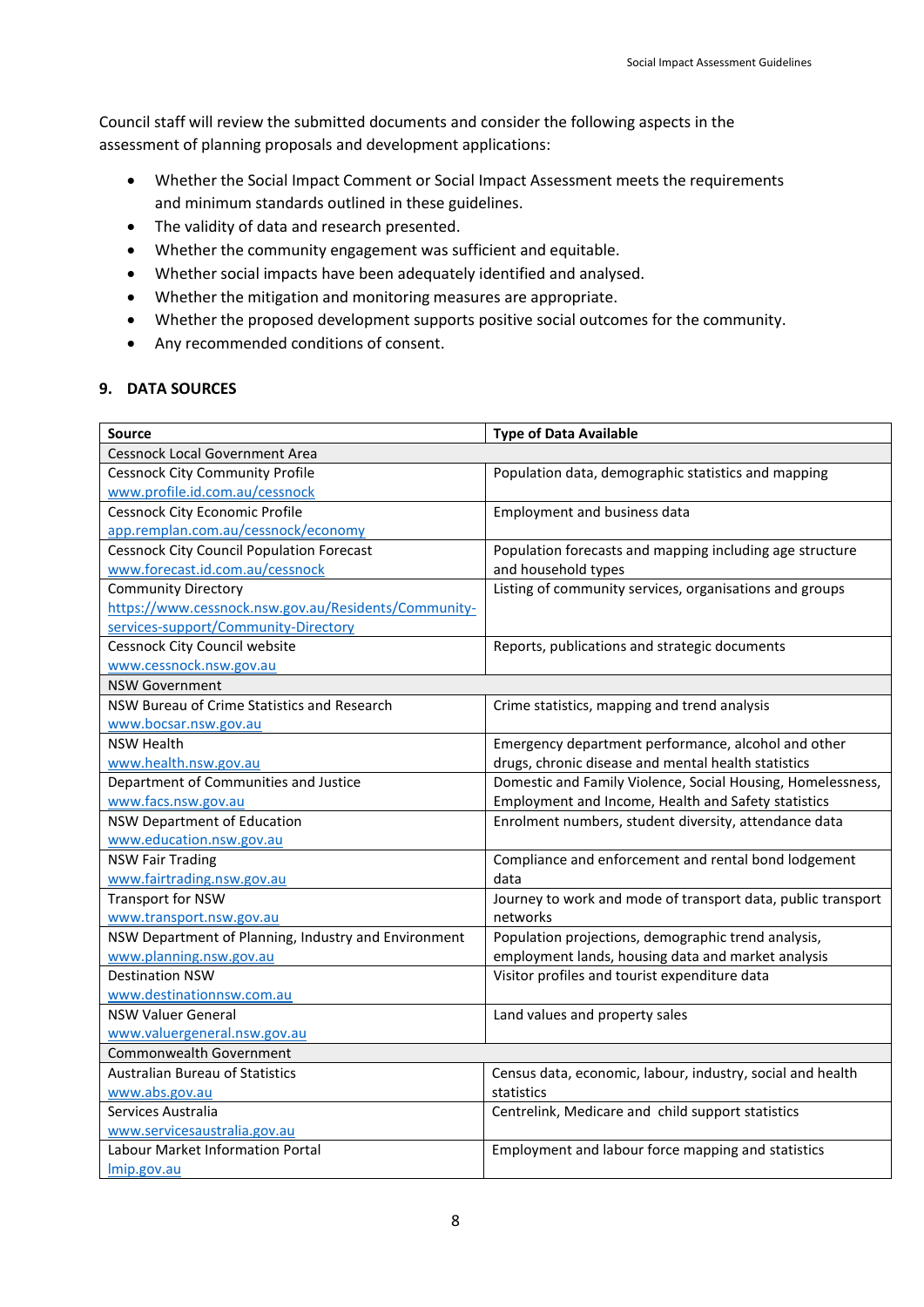Council staff will review the submitted documents and consider the following aspects in the assessment of planning proposals and development applications:

- Whether the Social Impact Comment or Social Impact Assessment meets the requirements and minimum standards outlined in these guidelines.
- The validity of data and research presented.
- Whether the community engagement was sufficient and equitable.
- Whether social impacts have been adequately identified and analysed.
- Whether the mitigation and monitoring measures are appropriate.
- Whether the proposed development supports positive social outcomes for the community.
- Any recommended conditions of consent.

## 9. DATA SOURCES

| Source | Type of Data Available |
|---|---|
| Cessnock Local Government Area | |
| Cessnock City Community Profile www.profile.id.com.au/cessnock | Population data, demographic statistics and mapping |
| Cessnock City Economic Profile app.remplan.com.au/cessnock/economy | Employment and business data |
| Cessnock City Council Population Forecast www.forecast.id.com.au/cessnock | Population forecasts and mapping including age structure and household types |
| Community Directory https://www.cessnock.nsw.gov.au/Residents/Community-services-support/Community-Directory | Listing of community services, organisations and groups |
| Cessnock City Council website www.cessnock.nsw.gov.au | Reports, publications and strategic documents |
| NSW Government | |
| NSW Bureau of Crime Statistics and Research www.bocsar.nsw.gov.au | Crime statistics, mapping and trend analysis |
| NSW Health www.health.nsw.gov.au | Emergency department performance, alcohol and other drugs, chronic disease and mental health statistics |
| Department of Communities and Justice www.facs.nsw.gov.au | Domestic and Family Violence, Social Housing, Homelessness, Employment and Income, Health and Safety statistics |
| NSW Department of Education www.education.nsw.gov.au | Enrolment numbers, student diversity, attendance data |
| NSW Fair Trading www.fairtrading.nsw.gov.au | Compliance and enforcement and rental bond lodgement data |
| Transport for NSW www.transport.nsw.gov.au | Journey to work and mode of transport data, public transport networks |
| NSW Department of Planning, Industry and Environment www.planning.nsw.gov.au | Population projections, demographic trend analysis, employment lands, housing data and market analysis |
| Destination NSW www.destinationnsw.com.au | Visitor profiles and tourist expenditure data |
| NSW Valuer General www.valuergeneral.nsw.gov.au | Land values and property sales |
| Commonwealth Government | |
| Australian Bureau of Statistics www.abs.gov.au | Census data, economic, labour, industry, social and health statistics |
| Services Australia www.servicesaustralia.gov.au | Centrelink, Medicare and child support statistics |
| Labour Market Information Portal lmip.gov.au | Employment and labour force mapping and statistics |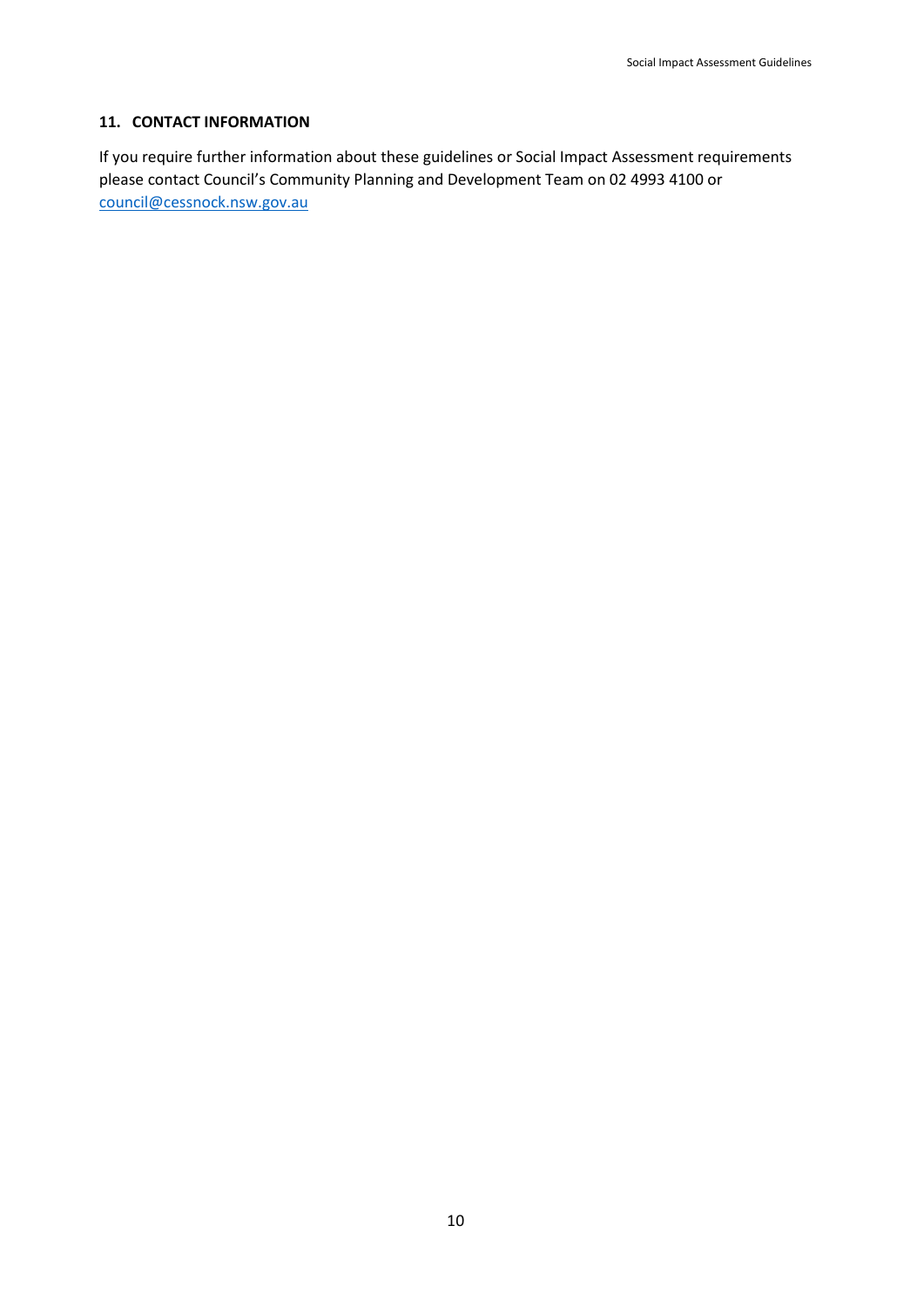## 11. CONTACT INFORMATION

If you require further information about these guidelines or Social Impact Assessment requirements please contact Council's Community Planning and Development Team on 02 4993 4100 or [council@cessnock.nsw.gov.au](mailto:council@cessnock.nsw.gov.au)